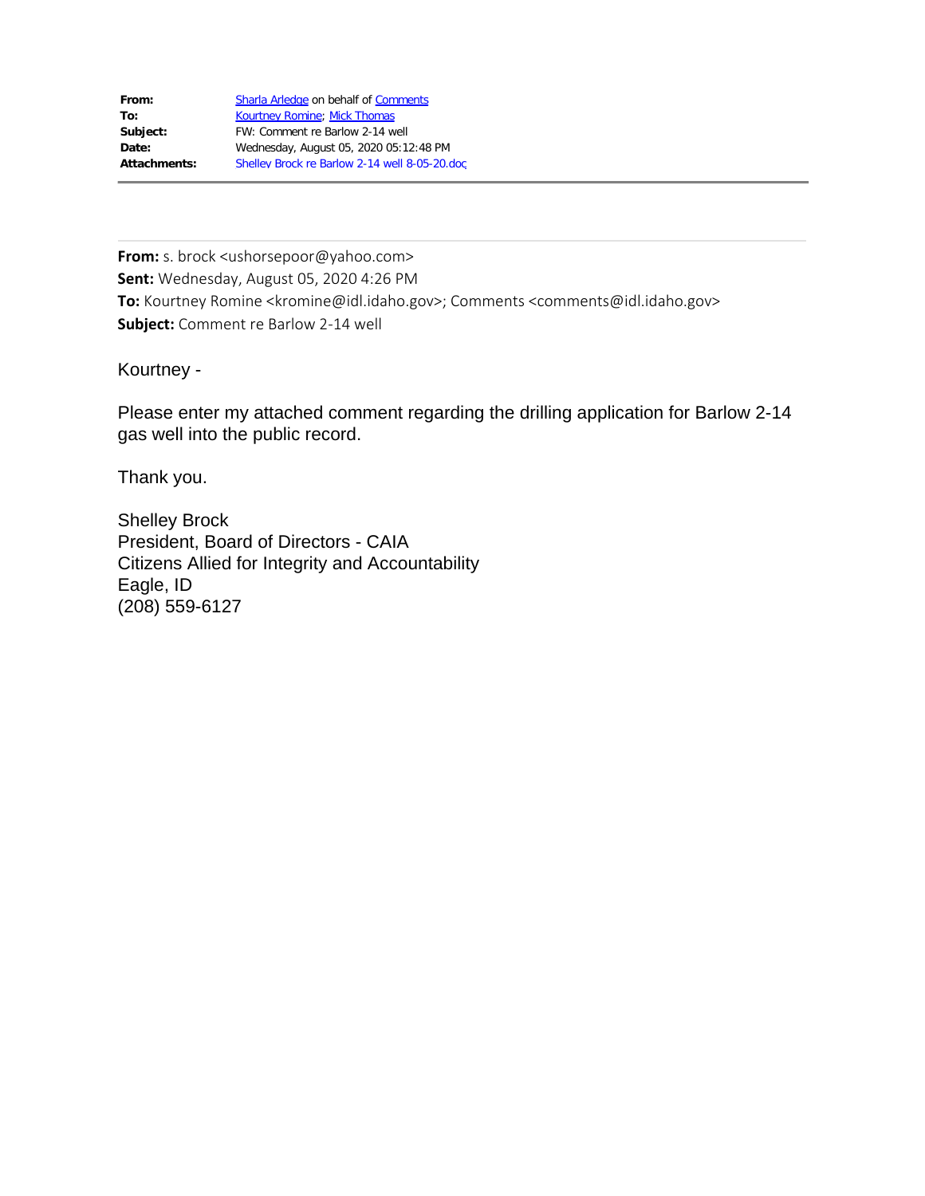| | |
|---|---|
| **From:** | Sharla Arledge on behalf of Comments |
| **To:** | Kourtney Romine; Mick Thomas |
| **Subject:** | FW: Comment re Barlow 2-14 well |
| **Date:** | Wednesday, August 05, 2020 05:12:48 PM |
| **Attachments:** | Shelley Brock re Barlow 2-14 well 8-05-20.doc |

---

**From:** s. brock <ushorsepoor@yahoo.com>
**Sent:** Wednesday, August 05, 2020 4:26 PM
**To:** Kourtney Romine <kromine@idl.idaho.gov>; Comments <comments@idl.idaho.gov>
**Subject:** Comment re Barlow 2-14 well

Kourtney -

Please enter my attached comment regarding the drilling application for Barlow 2-14 gas well into the public record.

Thank you.

Shelley Brock
President, Board of Directors - CAIA
Citizens Allied for Integrity and Accountability
Eagle, ID
(208) 559-6127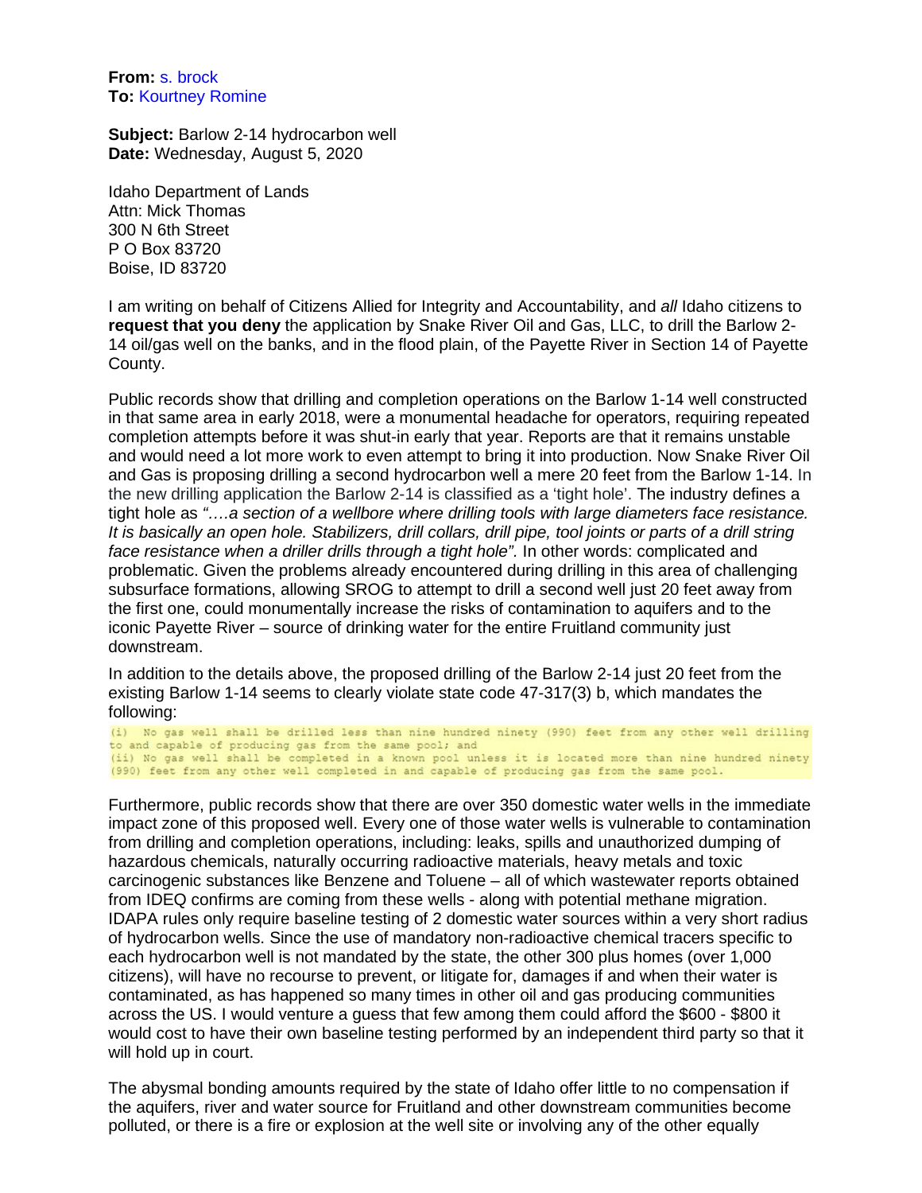**From:** s. brock
**To:** Kourtney Romine

**Subject:** Barlow 2-14 hydrocarbon well
**Date:** Wednesday, August 5, 2020

Idaho Department of Lands
Attn: Mick Thomas
300 N 6th Street
P O Box 83720
Boise, ID 83720

I am writing on behalf of Citizens Allied for Integrity and Accountability, and *all* Idaho citizens to **request that you deny** the application by Snake River Oil and Gas, LLC, to drill the Barlow 2-14 oil/gas well on the banks, and in the flood plain, of the Payette River in Section 14 of Payette County.

Public records show that drilling and completion operations on the Barlow 1-14 well constructed in that same area in early 2018, were a monumental headache for operators, requiring repeated completion attempts before it was shut-in early that year. Reports are that it remains unstable and would need a lot more work to even attempt to bring it into production. Now Snake River Oil and Gas is proposing drilling a second hydrocarbon well a mere 20 feet from the Barlow 1-14. In the new drilling application the Barlow 2-14 is classified as a 'tight hole'. The industry defines a tight hole as *"….a section of a wellbore where drilling tools with large diameters face resistance. It is basically an open hole. Stabilizers, drill collars, drill pipe, tool joints or parts of a drill string face resistance when a driller drills through a tight hole".* In other words: complicated and problematic. Given the problems already encountered during drilling in this area of challenging subsurface formations, allowing SROG to attempt to drill a second well just 20 feet away from the first one, could monumentally increase the risks of contamination to aquifers and to the iconic Payette River – source of drinking water for the entire Fruitland community just downstream.

In addition to the details above, the proposed drilling of the Barlow 2-14 just 20 feet from the existing Barlow 1-14 seems to clearly violate state code 47-317(3) b, which mandates the following:

(i) No gas well shall be drilled less than nine hundred ninety (990) feet from any other well drilling to and capable of producing gas from the same pool; and
(ii) No gas well shall be completed in a known pool unless it is located more than nine hundred ninety (990) feet from any other well completed in and capable of producing gas from the same pool.

Furthermore, public records show that there are over 350 domestic water wells in the immediate impact zone of this proposed well. Every one of those water wells is vulnerable to contamination from drilling and completion operations, including: leaks, spills and unauthorized dumping of hazardous chemicals, naturally occurring radioactive materials, heavy metals and toxic carcinogenic substances like Benzene and Toluene – all of which wastewater reports obtained from IDEQ confirms are coming from these wells - along with potential methane migration. IDAPA rules only require baseline testing of 2 domestic water sources within a very short radius of hydrocarbon wells. Since the use of mandatory non-radioactive chemical tracers specific to each hydrocarbon well is not mandated by the state, the other 300 plus homes (over 1,000 citizens), will have no recourse to prevent, or litigate for, damages if and when their water is contaminated, as has happened so many times in other oil and gas producing communities across the US. I would venture a guess that few among them could afford the $600 - $800 it would cost to have their own baseline testing performed by an independent third party so that it will hold up in court.

The abysmal bonding amounts required by the state of Idaho offer little to no compensation if the aquifers, river and water source for Fruitland and other downstream communities become polluted, or there is a fire or explosion at the well site or involving any of the other equally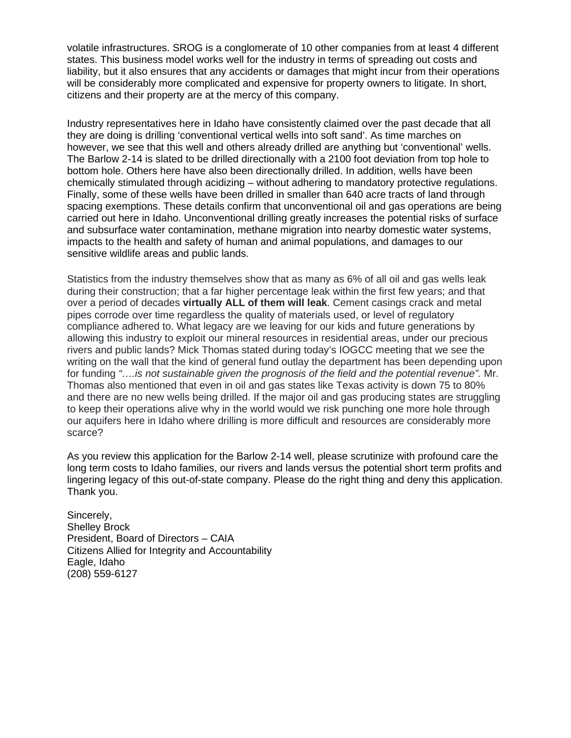volatile infrastructures. SROG is a conglomerate of 10 other companies from at least 4 different states. This business model works well for the industry in terms of spreading out costs and liability, but it also ensures that any accidents or damages that might incur from their operations will be considerably more complicated and expensive for property owners to litigate. In short, citizens and their property are at the mercy of this company.

Industry representatives here in Idaho have consistently claimed over the past decade that all they are doing is drilling 'conventional vertical wells into soft sand'. As time marches on however, we see that this well and others already drilled are anything but 'conventional' wells. The Barlow 2-14 is slated to be drilled directionally with a 2100 foot deviation from top hole to bottom hole. Others here have also been directionally drilled. In addition, wells have been chemically stimulated through acidizing – without adhering to mandatory protective regulations. Finally, some of these wells have been drilled in smaller than 640 acre tracts of land through spacing exemptions. These details confirm that unconventional oil and gas operations are being carried out here in Idaho. Unconventional drilling greatly increases the potential risks of surface and subsurface water contamination, methane migration into nearby domestic water systems, impacts to the health and safety of human and animal populations, and damages to our sensitive wildlife areas and public lands.

Statistics from the industry themselves show that as many as 6% of all oil and gas wells leak during their construction; that a far higher percentage leak within the first few years; and that over a period of decades **virtually ALL of them will leak**. Cement casings crack and metal pipes corrode over time regardless the quality of materials used, or level of regulatory compliance adhered to. What legacy are we leaving for our kids and future generations by allowing this industry to exploit our mineral resources in residential areas, under our precious rivers and public lands? Mick Thomas stated during today's IOGCC meeting that we see the writing on the wall that the kind of general fund outlay the department has been depending upon for funding *"….is not sustainable given the prognosis of the field and the potential revenue".* Mr. Thomas also mentioned that even in oil and gas states like Texas activity is down 75 to 80% and there are no new wells being drilled. If the major oil and gas producing states are struggling to keep their operations alive why in the world would we risk punching one more hole through our aquifers here in Idaho where drilling is more difficult and resources are considerably more scarce?

As you review this application for the Barlow 2-14 well, please scrutinize with profound care the long term costs to Idaho families, our rivers and lands versus the potential short term profits and lingering legacy of this out-of-state company. Please do the right thing and deny this application. Thank you.

Sincerely,
Shelley Brock
President, Board of Directors – CAIA
Citizens Allied for Integrity and Accountability
Eagle, Idaho
(208) 559-6127